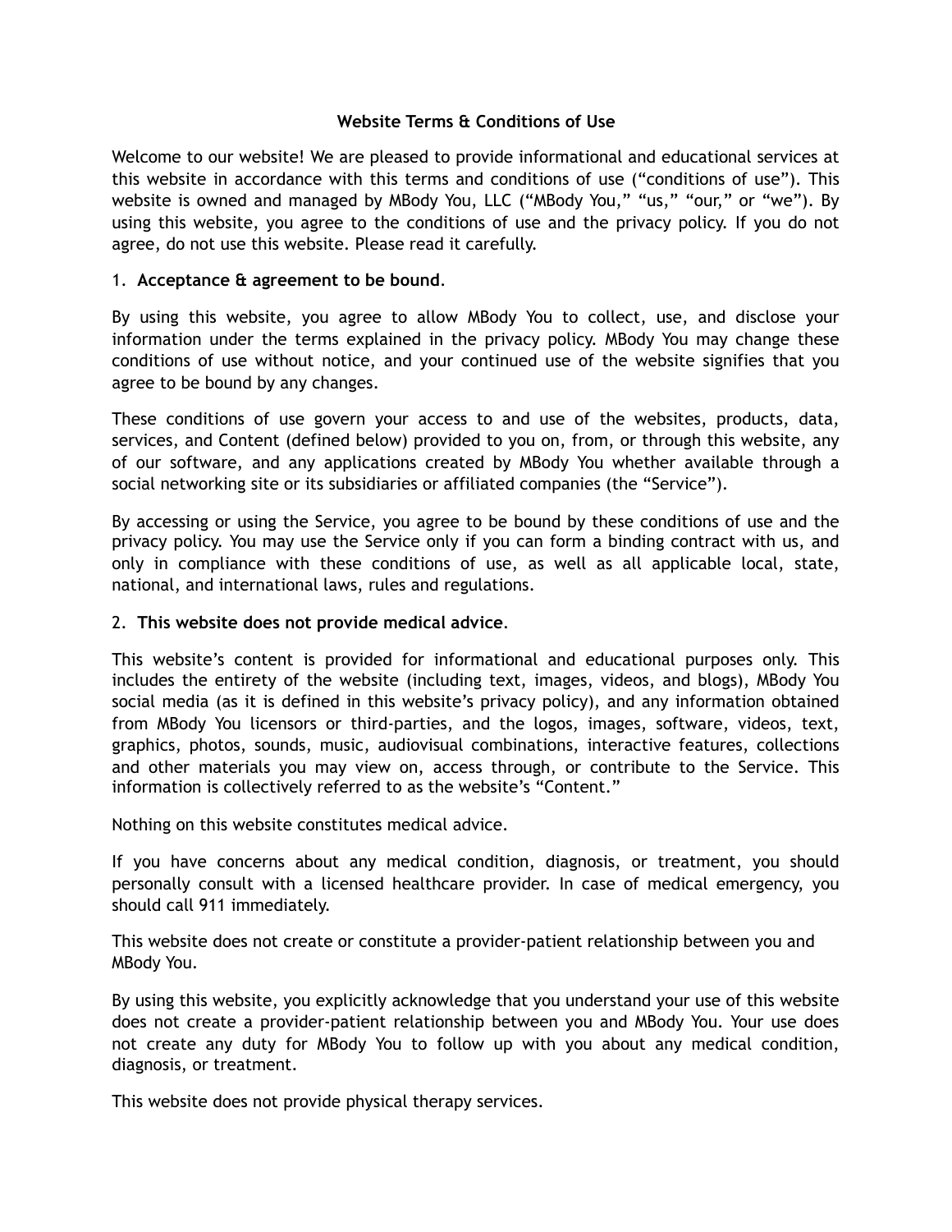# Website Terms & Conditions of Use

Welcome to our website! We are pleased to provide informational and educational services at this website in accordance with this terms and conditions of use ("conditions of use"). This website is owned and managed by MBody You, LLC ("MBody You," "us," "our," or "we"). By using this website, you agree to the conditions of use and the privacy policy. If you do not agree, do not use this website. Please read it carefully.

1. **Acceptance & agreement to be bound**.

By using this website, you agree to allow MBody You to collect, use, and disclose your information under the terms explained in the privacy policy. MBody You may change these conditions of use without notice, and your continued use of the website signifies that you agree to be bound by any changes.

These conditions of use govern your access to and use of the websites, products, data, services, and Content (defined below) provided to you on, from, or through this website, any of our software, and any applications created by MBody You whether available through a social networking site or its subsidiaries or affiliated companies (the "Service").

By accessing or using the Service, you agree to be bound by these conditions of use and the privacy policy. You may use the Service only if you can form a binding contract with us, and only in compliance with these conditions of use, as well as all applicable local, state, national, and international laws, rules and regulations.

2. **This website does not provide medical advice**.

This website's content is provided for informational and educational purposes only. This includes the entirety of the website (including text, images, videos, and blogs), MBody You social media (as it is defined in this website's privacy policy), and any information obtained from MBody You licensors or third-parties, and the logos, images, software, videos, text, graphics, photos, sounds, music, audiovisual combinations, interactive features, collections and other materials you may view on, access through, or contribute to the Service. This information is collectively referred to as the website's "Content."

Nothing on this website constitutes medical advice.

If you have concerns about any medical condition, diagnosis, or treatment, you should personally consult with a licensed healthcare provider. In case of medical emergency, you should call 911 immediately.

This website does not create or constitute a provider-patient relationship between you and MBody You.

By using this website, you explicitly acknowledge that you understand your use of this website does not create a provider-patient relationship between you and MBody You. Your use does not create any duty for MBody You to follow up with you about any medical condition, diagnosis, or treatment.

This website does not provide physical therapy services.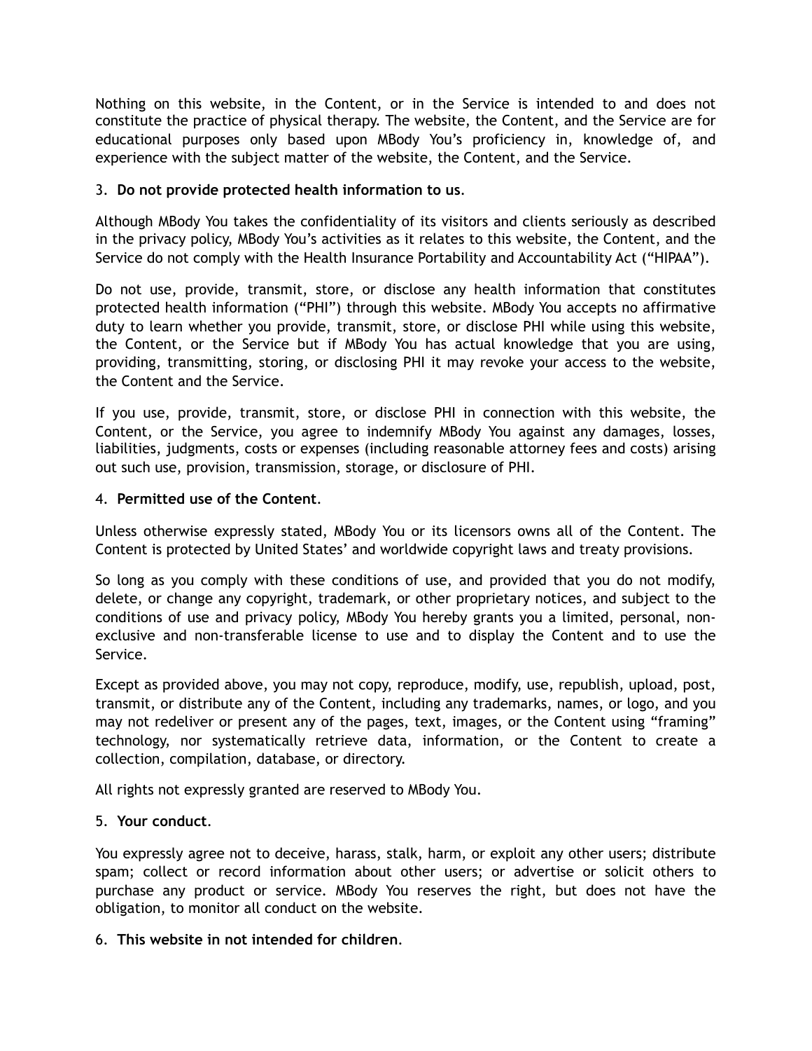Nothing on this website, in the Content, or in the Service is intended to and does not constitute the practice of physical therapy. The website, the Content, and the Service are for educational purposes only based upon MBody You's proficiency in, knowledge of, and experience with the subject matter of the website, the Content, and the Service.

3. **Do not provide protected health information to us**.

Although MBody You takes the confidentiality of its visitors and clients seriously as described in the privacy policy, MBody You's activities as it relates to this website, the Content, and the Service do not comply with the Health Insurance Portability and Accountability Act ("HIPAA").

Do not use, provide, transmit, store, or disclose any health information that constitutes protected health information ("PHI") through this website. MBody You accepts no affirmative duty to learn whether you provide, transmit, store, or disclose PHI while using this website, the Content, or the Service but if MBody You has actual knowledge that you are using, providing, transmitting, storing, or disclosing PHI it may revoke your access to the website, the Content and the Service.

If you use, provide, transmit, store, or disclose PHI in connection with this website, the Content, or the Service, you agree to indemnify MBody You against any damages, losses, liabilities, judgments, costs or expenses (including reasonable attorney fees and costs) arising out such use, provision, transmission, storage, or disclosure of PHI.

4. **Permitted use of the Content**.

Unless otherwise expressly stated, MBody You or its licensors owns all of the Content. The Content is protected by United States' and worldwide copyright laws and treaty provisions.

So long as you comply with these conditions of use, and provided that you do not modify, delete, or change any copyright, trademark, or other proprietary notices, and subject to the conditions of use and privacy policy, MBody You hereby grants you a limited, personal, non-exclusive and non-transferable license to use and to display the Content and to use the Service.

Except as provided above, you may not copy, reproduce, modify, use, republish, upload, post, transmit, or distribute any of the Content, including any trademarks, names, or logo, and you may not redeliver or present any of the pages, text, images, or the Content using "framing" technology, nor systematically retrieve data, information, or the Content to create a collection, compilation, database, or directory.

All rights not expressly granted are reserved to MBody You.

5. **Your conduct**.

You expressly agree not to deceive, harass, stalk, harm, or exploit any other users; distribute spam; collect or record information about other users; or advertise or solicit others to purchase any product or service. MBody You reserves the right, but does not have the obligation, to monitor all conduct on the website.

6. **This website in not intended for children**.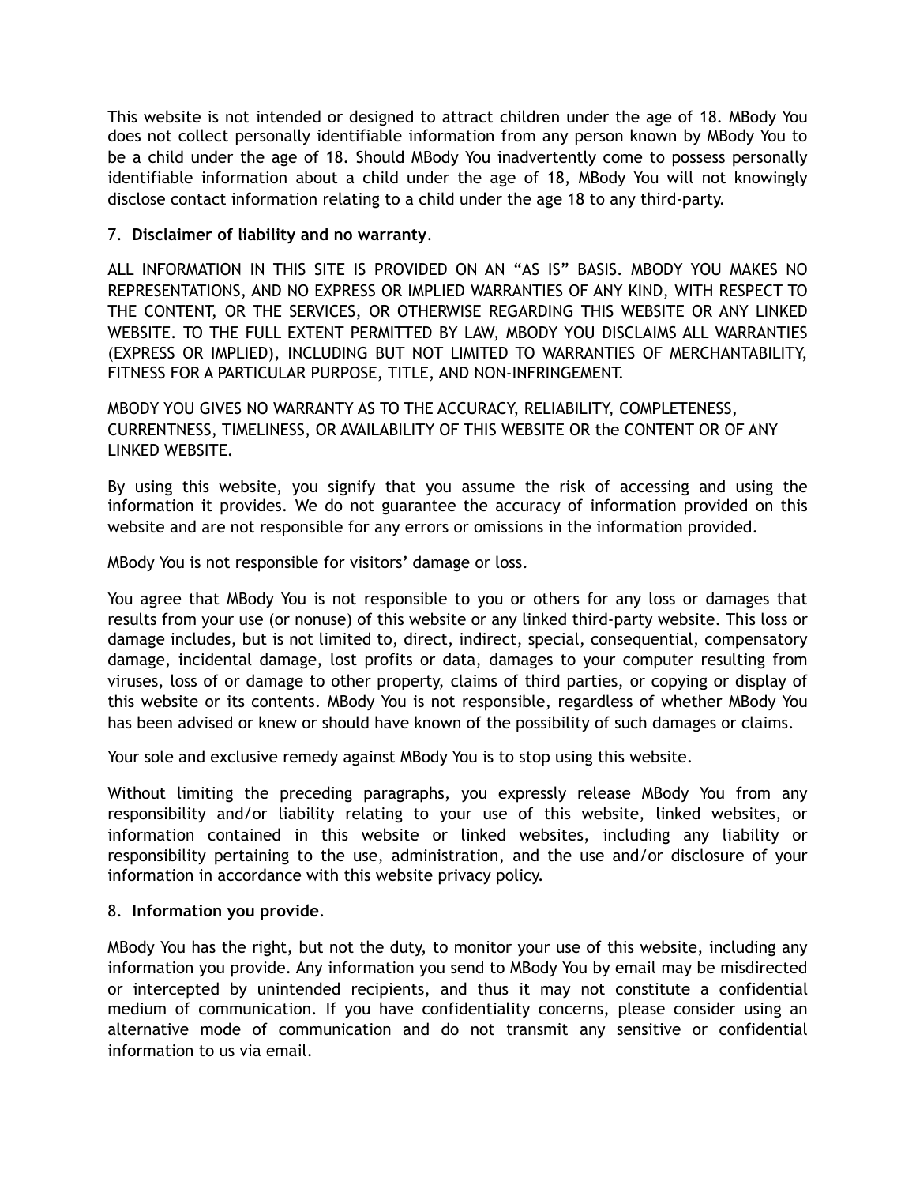This website is not intended or designed to attract children under the age of 18. MBody You does not collect personally identifiable information from any person known by MBody You to be a child under the age of 18. Should MBody You inadvertently come to possess personally identifiable information about a child under the age of 18, MBody You will not knowingly disclose contact information relating to a child under the age 18 to any third-party.

7. **Disclaimer of liability and no warranty**.

ALL INFORMATION IN THIS SITE IS PROVIDED ON AN “AS IS” BASIS. MBODY YOU MAKES NO REPRESENTATIONS, AND NO EXPRESS OR IMPLIED WARRANTIES OF ANY KIND, WITH RESPECT TO THE CONTENT, OR THE SERVICES, OR OTHERWISE REGARDING THIS WEBSITE OR ANY LINKED WEBSITE. TO THE FULL EXTENT PERMITTED BY LAW, MBODY YOU DISCLAIMS ALL WARRANTIES (EXPRESS OR IMPLIED), INCLUDING BUT NOT LIMITED TO WARRANTIES OF MERCHANTABILITY, FITNESS FOR A PARTICULAR PURPOSE, TITLE, AND NON-INFRINGEMENT.

MBODY YOU GIVES NO WARRANTY AS TO THE ACCURACY, RELIABILITY, COMPLETENESS, CURRENTNESS, TIMELINESS, OR AVAILABILITY OF THIS WEBSITE OR the CONTENT OR OF ANY LINKED WEBSITE.

By using this website, you signify that you assume the risk of accessing and using the information it provides. We do not guarantee the accuracy of information provided on this website and are not responsible for any errors or omissions in the information provided.

MBody You is not responsible for visitors’ damage or loss.

You agree that MBody You is not responsible to you or others for any loss or damages that results from your use (or nonuse) of this website or any linked third-party website. This loss or damage includes, but is not limited to, direct, indirect, special, consequential, compensatory damage, incidental damage, lost profits or data, damages to your computer resulting from viruses, loss of or damage to other property, claims of third parties, or copying or display of this website or its contents. MBody You is not responsible, regardless of whether MBody You has been advised or knew or should have known of the possibility of such damages or claims.

Your sole and exclusive remedy against MBody You is to stop using this website.

Without limiting the preceding paragraphs, you expressly release MBody You from any responsibility and/or liability relating to your use of this website, linked websites, or information contained in this website or linked websites, including any liability or responsibility pertaining to the use, administration, and the use and/or disclosure of your information in accordance with this website privacy policy.

8. **Information you provide**.

MBody You has the right, but not the duty, to monitor your use of this website, including any information you provide. Any information you send to MBody You by email may be misdirected or intercepted by unintended recipients, and thus it may not constitute a confidential medium of communication. If you have confidentiality concerns, please consider using an alternative mode of communication and do not transmit any sensitive or confidential information to us via email.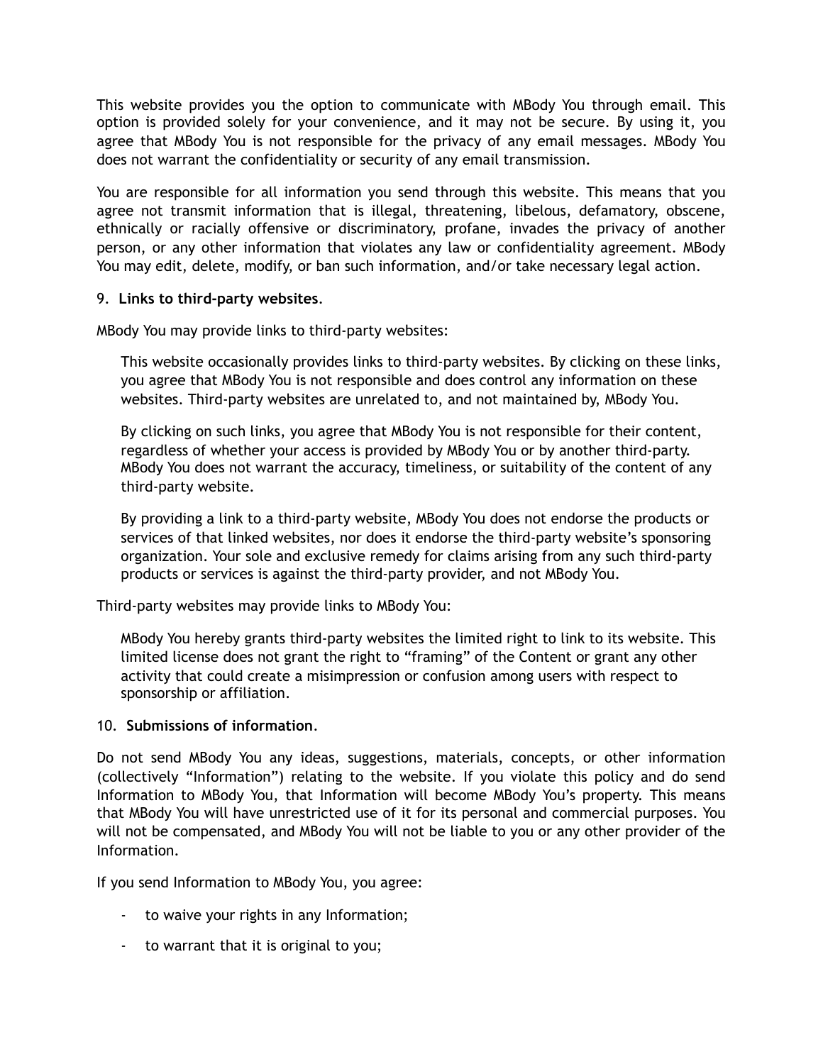This website provides you the option to communicate with MBody You through email. This option is provided solely for your convenience, and it may not be secure. By using it, you agree that MBody You is not responsible for the privacy of any email messages. MBody You does not warrant the confidentiality or security of any email transmission.

You are responsible for all information you send through this website. This means that you agree not transmit information that is illegal, threatening, libelous, defamatory, obscene, ethnically or racially offensive or discriminatory, profane, invades the privacy of another person, or any other information that violates any law or confidentiality agreement. MBody You may edit, delete, modify, or ban such information, and/or take necessary legal action.

9. **Links to third-party websites**.

MBody You may provide links to third-party websites:

> This website occasionally provides links to third-party websites. By clicking on these links, you agree that MBody You is not responsible and does control any information on these websites. Third-party websites are unrelated to, and not maintained by, MBody You.
>
> By clicking on such links, you agree that MBody You is not responsible for their content, regardless of whether your access is provided by MBody You or by another third-party. MBody You does not warrant the accuracy, timeliness, or suitability of the content of any third-party website.
>
> By providing a link to a third-party website, MBody You does not endorse the products or services of that linked websites, nor does it endorse the third-party website's sponsoring organization. Your sole and exclusive remedy for claims arising from any such third-party products or services is against the third-party provider, and not MBody You.

Third-party websites may provide links to MBody You:

> MBody You hereby grants third-party websites the limited right to link to its website. This limited license does not grant the right to "framing" of the Content or grant any other activity that could create a misimpression or confusion among users with respect to sponsorship or affiliation.

10. **Submissions of information**.

Do not send MBody You any ideas, suggestions, materials, concepts, or other information (collectively "Information") relating to the website. If you violate this policy and do send Information to MBody You, that Information will become MBody You's property. This means that MBody You will have unrestricted use of it for its personal and commercial purposes. You will not be compensated, and MBody You will not be liable to you or any other provider of the Information.

If you send Information to MBody You, you agree:

- to waive your rights in any Information;
- to warrant that it is original to you;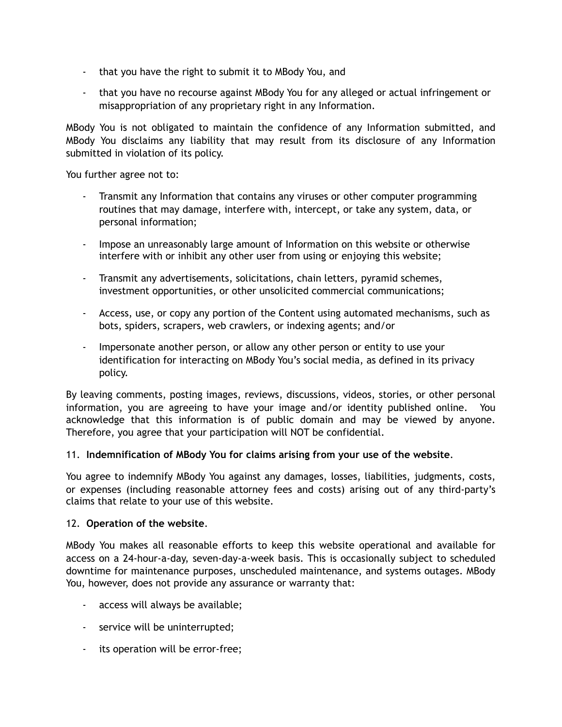- that you have the right to submit it to MBody You, and
- that you have no recourse against MBody You for any alleged or actual infringement or misappropriation of any proprietary right in any Information.

MBody You is not obligated to maintain the confidence of any Information submitted, and MBody You disclaims any liability that may result from its disclosure of any Information submitted in violation of its policy.

You further agree not to:

- Transmit any Information that contains any viruses or other computer programming routines that may damage, interfere with, intercept, or take any system, data, or personal information;
- Impose an unreasonably large amount of Information on this website or otherwise interfere with or inhibit any other user from using or enjoying this website;
- Transmit any advertisements, solicitations, chain letters, pyramid schemes, investment opportunities, or other unsolicited commercial communications;
- Access, use, or copy any portion of the Content using automated mechanisms, such as bots, spiders, scrapers, web crawlers, or indexing agents; and/or
- Impersonate another person, or allow any other person or entity to use your identification for interacting on MBody You's social media, as defined in its privacy policy.

By leaving comments, posting images, reviews, discussions, videos, stories, or other personal information, you are agreeing to have your image and/or identity published online. You acknowledge that this information is of public domain and may be viewed by anyone. Therefore, you agree that your participation will NOT be confidential.

11. **Indemnification of MBody You for claims arising from your use of the website**.

You agree to indemnify MBody You against any damages, losses, liabilities, judgments, costs, or expenses (including reasonable attorney fees and costs) arising out of any third-party's claims that relate to your use of this website.

12. **Operation of the website**.

MBody You makes all reasonable efforts to keep this website operational and available for access on a 24-hour-a-day, seven-day-a-week basis. This is occasionally subject to scheduled downtime for maintenance purposes, unscheduled maintenance, and systems outages. MBody You, however, does not provide any assurance or warranty that:

- access will always be available;
- service will be uninterrupted;
- its operation will be error-free;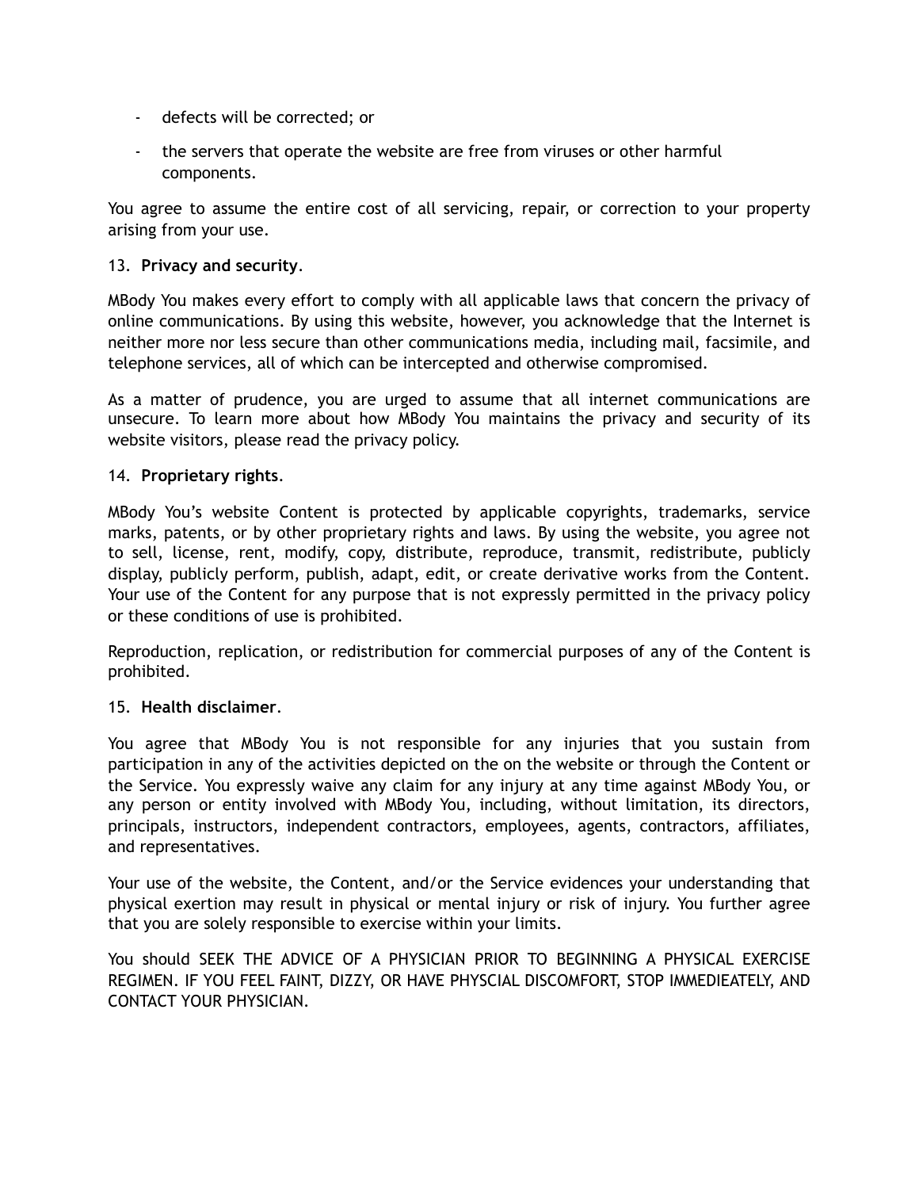- defects will be corrected; or
- the servers that operate the website are free from viruses or other harmful components.

You agree to assume the entire cost of all servicing, repair, or correction to your property arising from your use.

13. **Privacy and security**.

MBody You makes every effort to comply with all applicable laws that concern the privacy of online communications. By using this website, however, you acknowledge that the Internet is neither more nor less secure than other communications media, including mail, facsimile, and telephone services, all of which can be intercepted and otherwise compromised.

As a matter of prudence, you are urged to assume that all internet communications are unsecure. To learn more about how MBody You maintains the privacy and security of its website visitors, please read the privacy policy.

14. **Proprietary rights**.

MBody You's website Content is protected by applicable copyrights, trademarks, service marks, patents, or by other proprietary rights and laws. By using the website, you agree not to sell, license, rent, modify, copy, distribute, reproduce, transmit, redistribute, publicly display, publicly perform, publish, adapt, edit, or create derivative works from the Content. Your use of the Content for any purpose that is not expressly permitted in the privacy policy or these conditions of use is prohibited.

Reproduction, replication, or redistribution for commercial purposes of any of the Content is prohibited.

15. **Health disclaimer**.

You agree that MBody You is not responsible for any injuries that you sustain from participation in any of the activities depicted on the on the website or through the Content or the Service. You expressly waive any claim for any injury at any time against MBody You, or any person or entity involved with MBody You, including, without limitation, its directors, principals, instructors, independent contractors, employees, agents, contractors, affiliates, and representatives.

Your use of the website, the Content, and/or the Service evidences your understanding that physical exertion may result in physical or mental injury or risk of injury. You further agree that you are solely responsible to exercise within your limits.

You should SEEK THE ADVICE OF A PHYSICIAN PRIOR TO BEGINNING A PHYSICAL EXERCISE REGIMEN. IF YOU FEEL FAINT, DIZZY, OR HAVE PHYSCIAL DISCOMFORT, STOP IMMEDIEATELY, AND CONTACT YOUR PHYSICIAN.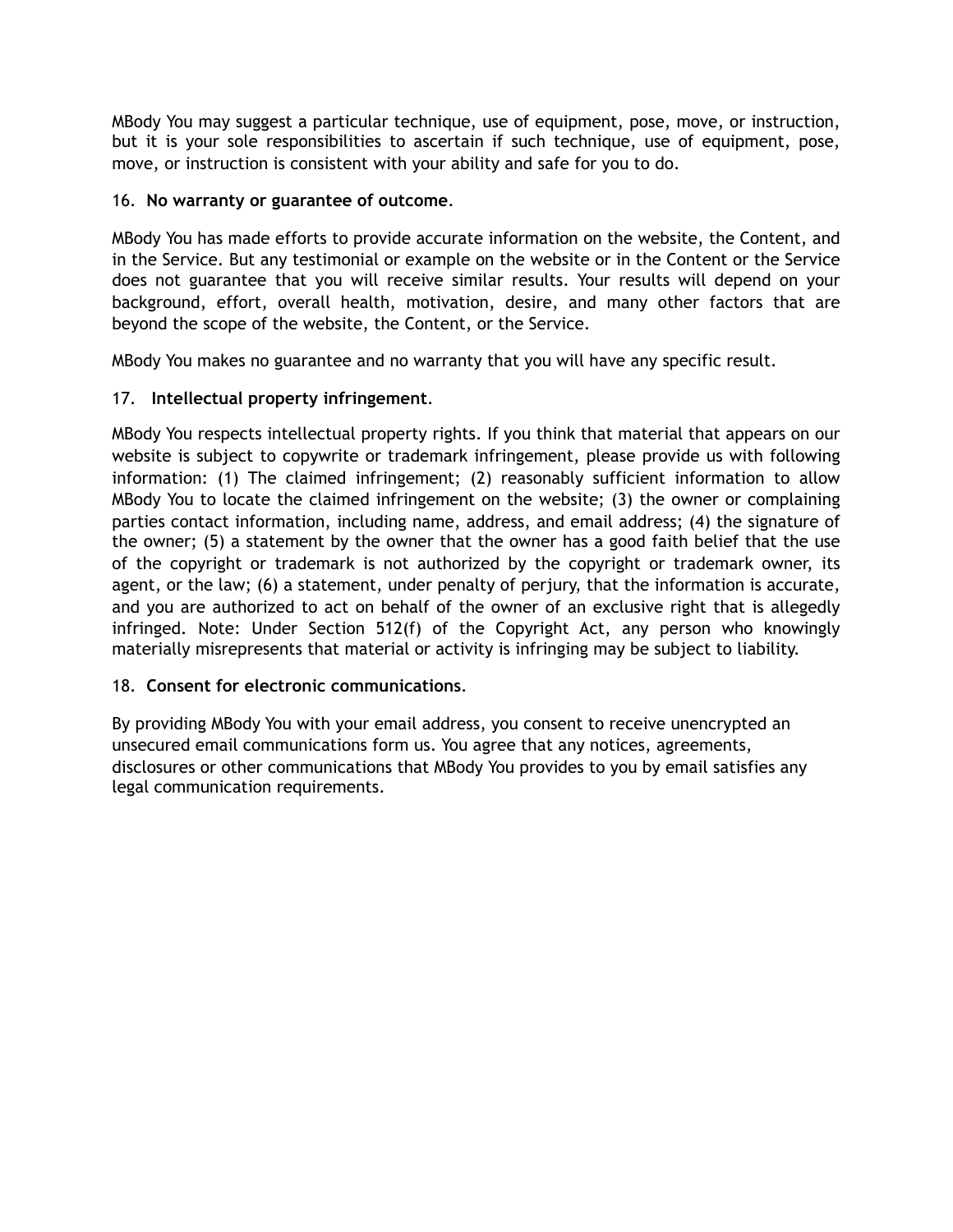MBody You may suggest a particular technique, use of equipment, pose, move, or instruction, but it is your sole responsibilities to ascertain if such technique, use of equipment, pose, move, or instruction is consistent with your ability and safe for you to do.

16. **No warranty or guarantee of outcome**.

MBody You has made efforts to provide accurate information on the website, the Content, and in the Service. But any testimonial or example on the website or in the Content or the Service does not guarantee that you will receive similar results. Your results will depend on your background, effort, overall health, motivation, desire, and many other factors that are beyond the scope of the website, the Content, or the Service.

MBody You makes no guarantee and no warranty that you will have any specific result.

17. **Intellectual property infringement**.

MBody You respects intellectual property rights. If you think that material that appears on our website is subject to copywrite or trademark infringement, please provide us with following information: (1) The claimed infringement; (2) reasonably sufficient information to allow MBody You to locate the claimed infringement on the website; (3) the owner or complaining parties contact information, including name, address, and email address; (4) the signature of the owner; (5) a statement by the owner that the owner has a good faith belief that the use of the copyright or trademark is not authorized by the copyright or trademark owner, its agent, or the law; (6) a statement, under penalty of perjury, that the information is accurate, and you are authorized to act on behalf of the owner of an exclusive right that is allegedly infringed. Note: Under Section 512(f) of the Copyright Act, any person who knowingly materially misrepresents that material or activity is infringing may be subject to liability.

18. **Consent for electronic communications**.

By providing MBody You with your email address, you consent to receive unencrypted an unsecured email communications form us. You agree that any notices, agreements, disclosures or other communications that MBody You provides to you by email satisfies any legal communication requirements.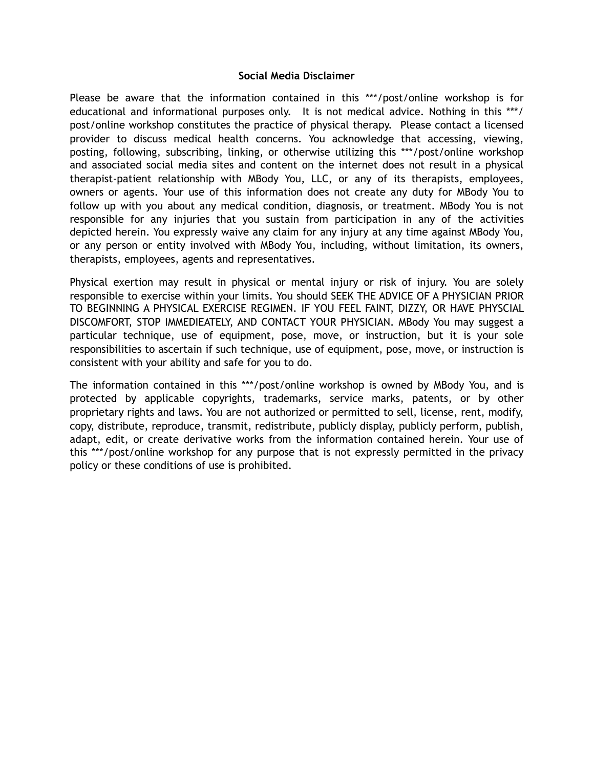**Social Media Disclaimer**

Please be aware that the information contained in this ***/post/online workshop is for educational and informational purposes only. It is not medical advice. Nothing in this ***/post/online workshop constitutes the practice of physical therapy. Please contact a licensed provider to discuss medical health concerns. You acknowledge that accessing, viewing, posting, following, subscribing, linking, or otherwise utilizing this ***/post/online workshop and associated social media sites and content on the internet does not result in a physical therapist-patient relationship with MBody You, LLC, or any of its therapists, employees, owners or agents. Your use of this information does not create any duty for MBody You to follow up with you about any medical condition, diagnosis, or treatment. MBody You is not responsible for any injuries that you sustain from participation in any of the activities depicted herein. You expressly waive any claim for any injury at any time against MBody You, or any person or entity involved with MBody You, including, without limitation, its owners, therapists, employees, agents and representatives.

Physical exertion may result in physical or mental injury or risk of injury. You are solely responsible to exercise within your limits. You should SEEK THE ADVICE OF A PHYSICIAN PRIOR TO BEGINNING A PHYSICAL EXERCISE REGIMEN. IF YOU FEEL FAINT, DIZZY, OR HAVE PHYSCIAL DISCOMFORT, STOP IMMEDIEATELY, AND CONTACT YOUR PHYSICIAN. MBody You may suggest a particular technique, use of equipment, pose, move, or instruction, but it is your sole responsibilities to ascertain if such technique, use of equipment, pose, move, or instruction is consistent with your ability and safe for you to do.

The information contained in this ***/post/online workshop is owned by MBody You, and is protected by applicable copyrights, trademarks, service marks, patents, or by other proprietary rights and laws. You are not authorized or permitted to sell, license, rent, modify, copy, distribute, reproduce, transmit, redistribute, publicly display, publicly perform, publish, adapt, edit, or create derivative works from the information contained herein. Your use of this ***/post/online workshop for any purpose that is not expressly permitted in the privacy policy or these conditions of use is prohibited.